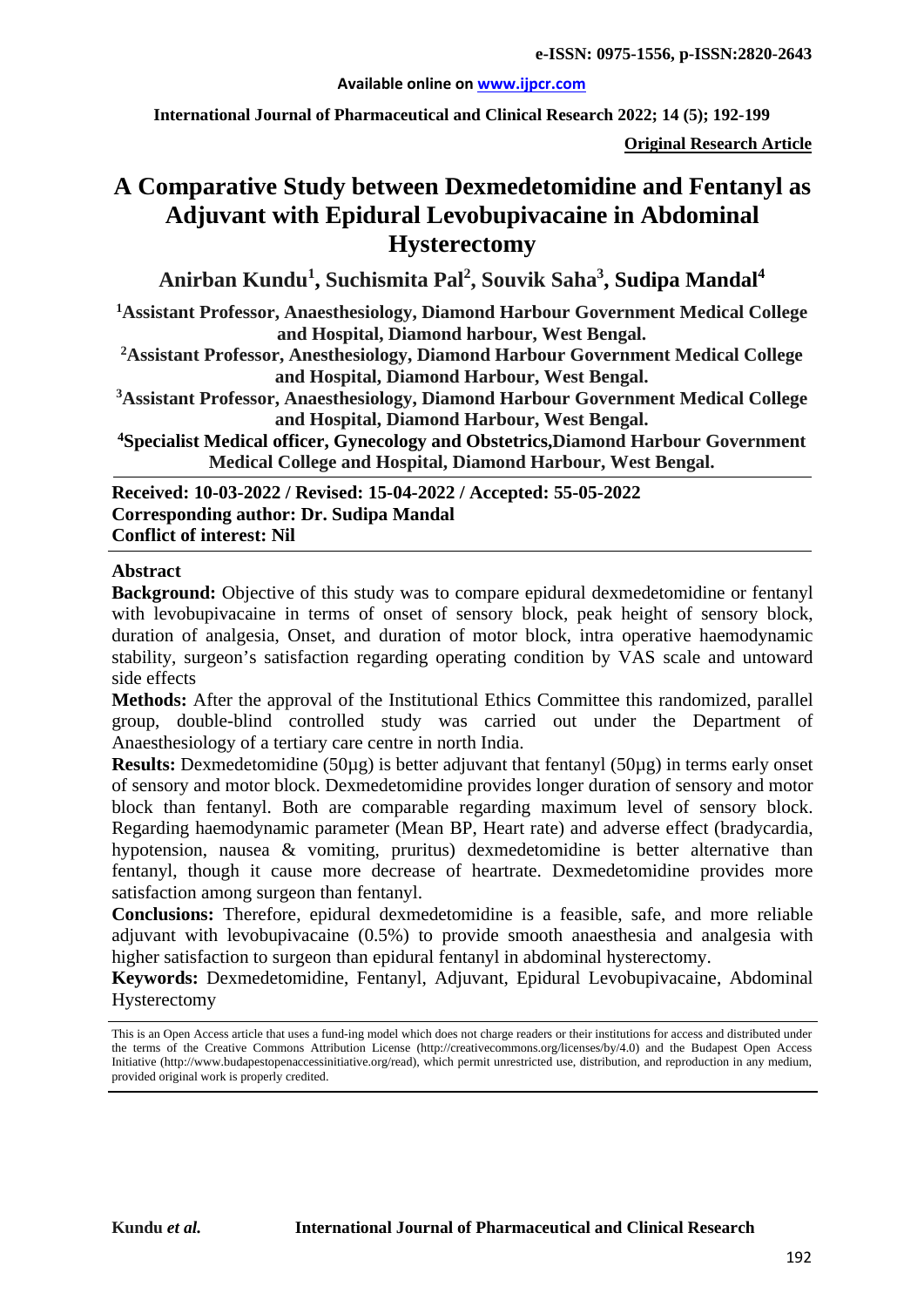# A Comparative Study between Dexmedetomidine and Fentanyl as Adjuvant with Epidural Levobupivacaine in Abdominal Hysterectomy

**Anirban Kundu[1], Suchismita Pal[2], Souvik Saha[3], Sudipa Mandal[4]**

[1]Assistant Professor, Anaesthesiology, Diamond Harbour Government Medical College and Hospital, Diamond harbour, West Bengal.

[2]Assistant Professor, Anesthesiology, Diamond Harbour Government Medical College and Hospital, Diamond Harbour, West Bengal.

[3]Assistant Professor, Anaesthesiology, Diamond Harbour Government Medical College and Hospital, Diamond Harbour, West Bengal.

[4]Specialist Medical officer, Gynecology and Obstetrics,Diamond Harbour Government Medical College and Hospital, Diamond Harbour, West Bengal.

**Received: 10-03-2022 / Revised: 15-04-2022 / Accepted: 55-05-2022**
**Corresponding author: Dr. Sudipa Mandal**
**Conflict of interest: Nil**

## Abstract

**Background:** Objective of this study was to compare epidural dexmedetomidine or fentanyl with levobupivacaine in terms of onset of sensory block, peak height of sensory block, duration of analgesia, Onset, and duration of motor block, intra operative haemodynamic stability, surgeon's satisfaction regarding operating condition by VAS scale and untoward side effects

**Methods:** After the approval of the Institutional Ethics Committee this randomized, parallel group, double-blind controlled study was carried out under the Department of Anaesthesiology of a tertiary care centre in north India.

**Results:** Dexmedetomidine (50µg) is better adjuvant that fentanyl (50µg) in terms early onset of sensory and motor block. Dexmedetomidine provides longer duration of sensory and motor block than fentanyl. Both are comparable regarding maximum level of sensory block. Regarding haemodynamic parameter (Mean BP, Heart rate) and adverse effect (bradycardia, hypotension, nausea & vomiting, pruritus) dexmedetomidine is better alternative than fentanyl, though it cause more decrease of heartrate. Dexmedetomidine provides more satisfaction among surgeon than fentanyl.

**Conclusions:** Therefore, epidural dexmedetomidine is a feasible, safe, and more reliable adjuvant with levobupivacaine (0.5%) to provide smooth anaesthesia and analgesia with higher satisfaction to surgeon than epidural fentanyl in abdominal hysterectomy.

**Keywords:** Dexmedetomidine, Fentanyl, Adjuvant, Epidural Levobupivacaine, Abdominal Hysterectomy

This is an Open Access article that uses a fund-ing model which does not charge readers or their institutions for access and distributed under the terms of the Creative Commons Attribution License (http://creativecommons.org/licenses/by/4.0) and the Budapest Open Access Initiative (http://www.budapestopenaccessinitiative.org/read), which permit unrestricted use, distribution, and reproduction in any medium, provided original work is properly credited.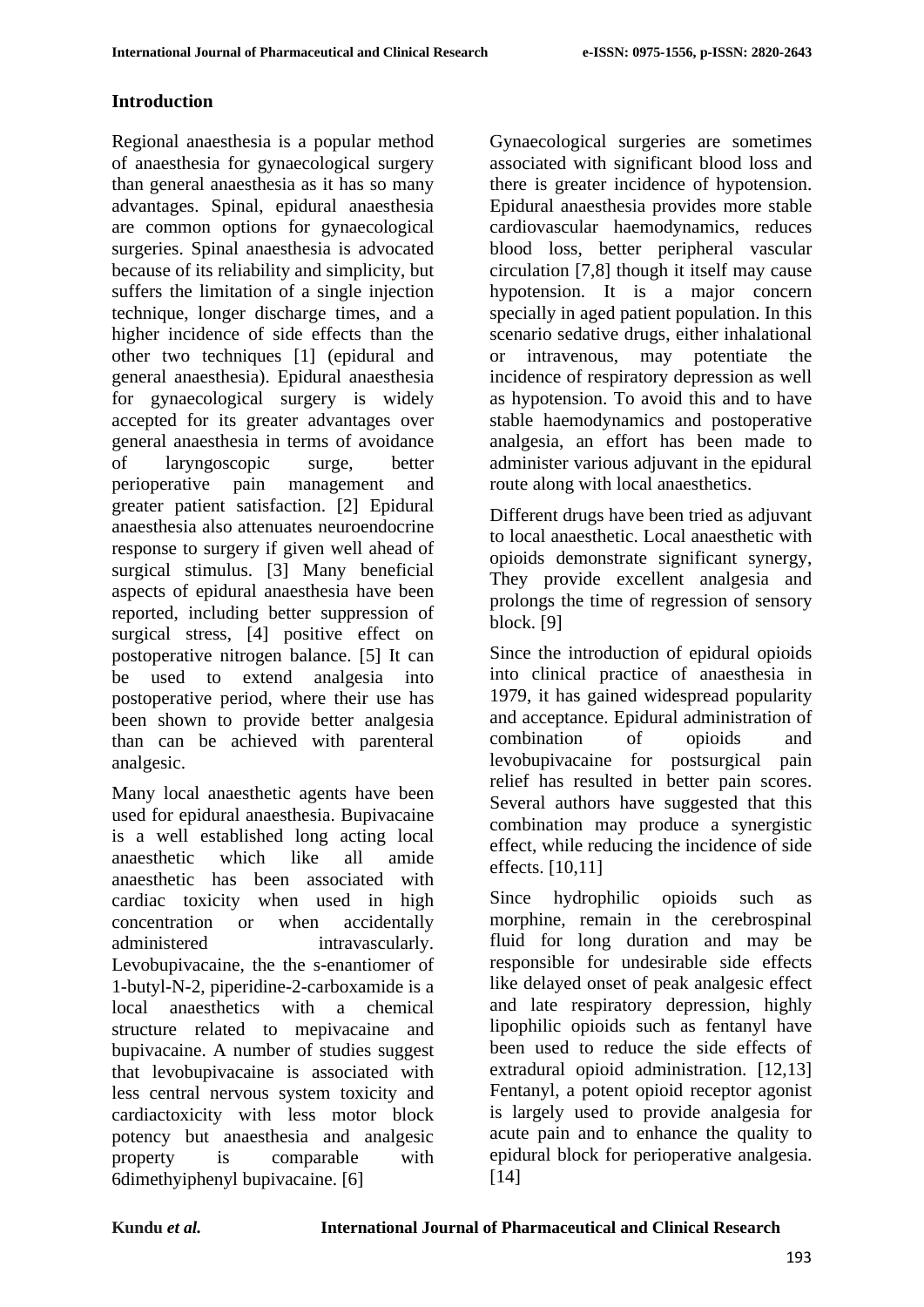## Introduction

Regional anaesthesia is a popular method of anaesthesia for gynaecological surgery than general anaesthesia as it has so many advantages. Spinal, epidural anaesthesia are common options for gynaecological surgeries. Spinal anaesthesia is advocated because of its reliability and simplicity, but suffers the limitation of a single injection technique, longer discharge times, and a higher incidence of side effects than the other two techniques [1] (epidural and general anaesthesia). Epidural anaesthesia for gynaecological surgery is widely accepted for its greater advantages over general anaesthesia in terms of avoidance of laryngoscopic surge, better perioperative pain management and greater patient satisfaction. [2] Epidural anaesthesia also attenuates neuroendocrine response to surgery if given well ahead of surgical stimulus. [3] Many beneficial aspects of epidural anaesthesia have been reported, including better suppression of surgical stress, [4] positive effect on postoperative nitrogen balance. [5] It can be used to extend analgesia into postoperative period, where their use has been shown to provide better analgesia than can be achieved with parenteral analgesic.

Many local anaesthetic agents have been used for epidural anaesthesia. Bupivacaine is a well established long acting local anaesthetic which like all amide anaesthetic has been associated with cardiac toxicity when used in high concentration or when accidentally administered intravascularly. Levobupivacaine, the the s-enantiomer of 1-butyl-N-2, piperidine-2-carboxamide is a local anaesthetics with a chemical structure related to mepivacaine and bupivacaine. A number of studies suggest that levobupivacaine is associated with less central nervous system toxicity and cardiactoxicity with less motor block potency but anaesthesia and analgesic property is comparable with 6dimethyiphenyl bupivacaine. [6]

Gynaecological surgeries are sometimes associated with significant blood loss and there is greater incidence of hypotension. Epidural anaesthesia provides more stable cardiovascular haemodynamics, reduces blood loss, better peripheral vascular circulation [7,8] though it itself may cause hypotension. It is a major concern specially in aged patient population. In this scenario sedative drugs, either inhalational or intravenous, may potentiate the incidence of respiratory depression as well as hypotension. To avoid this and to have stable haemodynamics and postoperative analgesia, an effort has been made to administer various adjuvant in the epidural route along with local anaesthetics.

Different drugs have been tried as adjuvant to local anaesthetic. Local anaesthetic with opioids demonstrate significant synergy, They provide excellent analgesia and prolongs the time of regression of sensory block. [9]

Since the introduction of epidural opioids into clinical practice of anaesthesia in 1979, it has gained widespread popularity and acceptance. Epidural administration of combination of opioids and levobupivacaine for postsurgical pain relief has resulted in better pain scores. Several authors have suggested that this combination may produce a synergistic effect, while reducing the incidence of side effects. [10,11]

Since hydrophilic opioids such as morphine, remain in the cerebrospinal fluid for long duration and may be responsible for undesirable side effects like delayed onset of peak analgesic effect and late respiratory depression, highly lipophilic opioids such as fentanyl have been used to reduce the side effects of extradural opioid administration. [12,13] Fentanyl, a potent opioid receptor agonist is largely used to provide analgesia for acute pain and to enhance the quality to epidural block for perioperative analgesia. [14]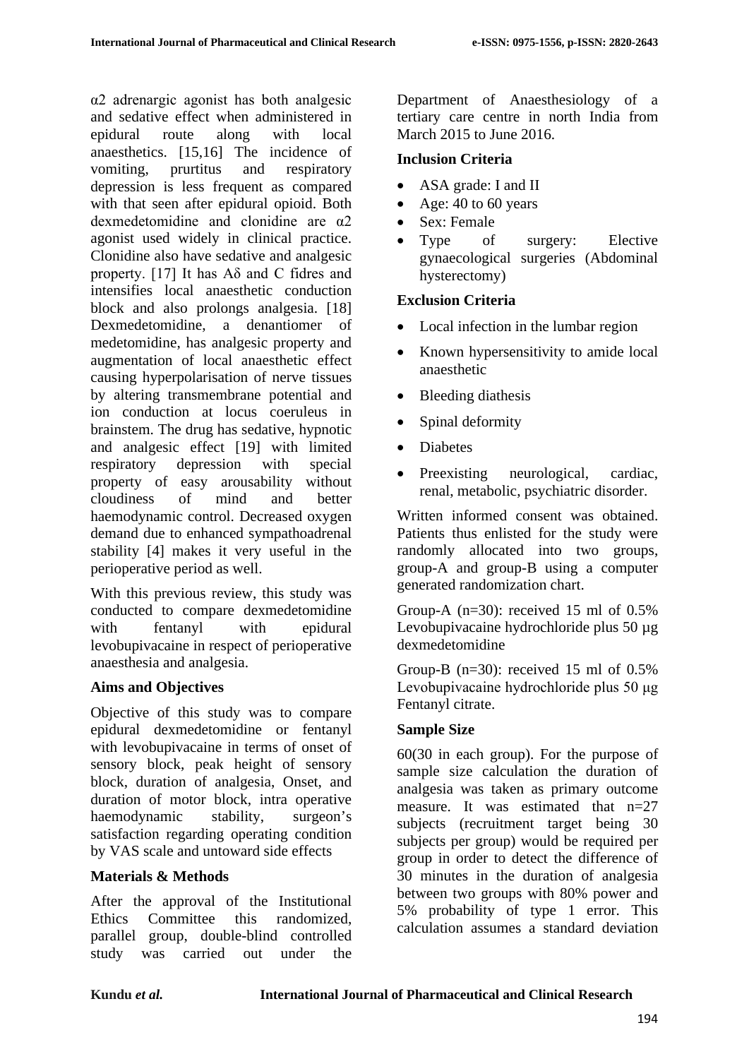α2 adrenargic agonist has both analgesic and sedative effect when administered in epidural route along with local anaesthetics. [15,16] The incidence of vomiting, prurtitus and respiratory depression is less frequent as compared with that seen after epidural opioid. Both dexmedetomidine and clonidine are α2 agonist used widely in clinical practice. Clonidine also have sedative and analgesic property. [17] It has Aδ and C fidres and intensifies local anaesthetic conduction block and also prolongs analgesia. [18] Dexmedetomidine, a denantiomer of medetomidine, has analgesic property and augmentation of local anaesthetic effect causing hyperpolarisation of nerve tissues by altering transmembrane potential and ion conduction at locus coeruleus in brainstem. The drug has sedative, hypnotic and analgesic effect [19] with limited respiratory depression with special property of easy arousability without cloudiness of mind and better haemodynamic control. Decreased oxygen demand due to enhanced sympathoadrenal stability [4] makes it very useful in the perioperative period as well.

With this previous review, this study was conducted to compare dexmedetomidine with fentanyl with epidural levobupivacaine in respect of perioperative anaesthesia and analgesia.

### Aims and Objectives

Objective of this study was to compare epidural dexmedetomidine or fentanyl with levobupivacaine in terms of onset of sensory block, peak height of sensory block, duration of analgesia, Onset, and duration of motor block, intra operative haemodynamic stability, surgeon's satisfaction regarding operating condition by VAS scale and untoward side effects

### Materials & Methods

After the approval of the Institutional Ethics Committee this randomized, parallel group, double-blind controlled study was carried out under the Department of Anaesthesiology of a tertiary care centre in north India from March 2015 to June 2016.

### Inclusion Criteria

- ASA grade: I and II
- Age: 40 to 60 years
- Sex: Female
- Type of surgery: Elective gynaecological surgeries (Abdominal hysterectomy)

### Exclusion Criteria

- Local infection in the lumbar region
- Known hypersensitivity to amide local anaesthetic
- Bleeding diathesis
- Spinal deformity
- Diabetes
- Preexisting neurological, cardiac, renal, metabolic, psychiatric disorder.

Written informed consent was obtained. Patients thus enlisted for the study were randomly allocated into two groups, group-A and group-B using a computer generated randomization chart.

Group-A (n=30): received 15 ml of 0.5% Levobupivacaine hydrochloride plus 50 µg dexmedetomidine

Group-B (n=30): received 15 ml of 0.5% Levobupivacaine hydrochloride plus 50 µg Fentanyl citrate.

### Sample Size

60(30 in each group). For the purpose of sample size calculation the duration of analgesia was taken as primary outcome measure. It was estimated that n=27 subjects (recruitment target being 30 subjects per group) would be required per group in order to detect the difference of 30 minutes in the duration of analgesia between two groups with 80% power and 5% probability of type 1 error. This calculation assumes a standard deviation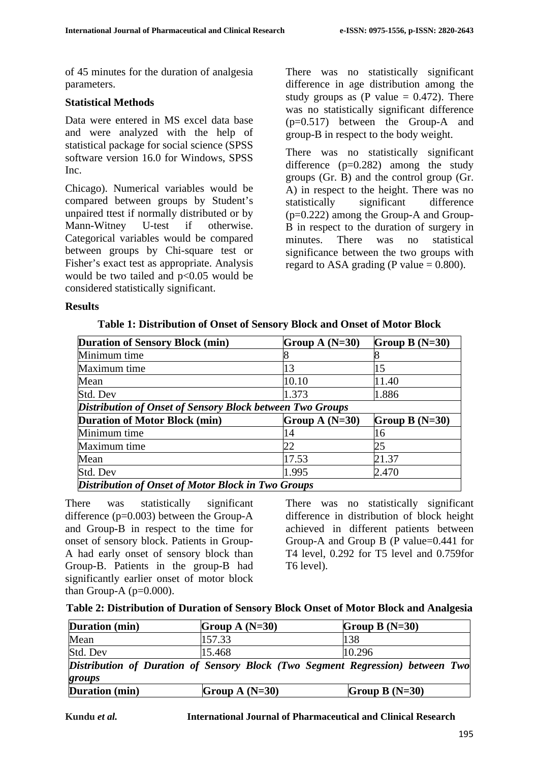of 45 minutes for the duration of analgesia parameters.

### Statistical Methods

Data were entered in MS excel data base and were analyzed with the help of statistical package for social science (SPSS software version 16.0 for Windows, SPSS Inc.

Chicago). Numerical variables would be compared between groups by Student's unpaired ttest if normally distributed or by Mann-Witney U-test if otherwise. Categorical variables would be compared between groups by Chi-square test or Fisher's exact test as appropriate. Analysis would be two tailed and p<0.05 would be considered statistically significant.

There was no statistically significant difference in age distribution among the study groups as (P value = 0.472). There was no statistically significant difference (p=0.517) between the Group-A and group-B in respect to the body weight.

There was no statistically significant difference (p=0.282) among the study groups (Gr. B) and the control group (Gr. A) in respect to the height. There was no statistically significant difference (p=0.222) among the Group-A and Group-B in respect to the duration of surgery in minutes. There was no statistical significance between the two groups with regard to ASA grading (P value = 0.800).

### Results

**Table 1: Distribution of Onset of Sensory Block and Onset of Motor Block**

| **Duration of Sensory Block (min)** | **Group A (N=30)** | **Group B (N=30)** |
|---|---|---|
| Minimum time | 8 | 8 |
| Maximum time | 13 | 15 |
| Mean | 10.10 | 11.40 |
| Std. Dev | 1.373 | 1.886 |
| ***Distribution of Onset of Sensory Block between Two Groups*** | | |
| **Duration of Motor Block (min)** | **Group A (N=30)** | **Group B (N=30)** |
| Minimum time | 14 | 16 |
| Maximum time | 22 | 25 |
| Mean | 17.53 | 21.37 |
| Std. Dev | 1.995 | 2.470 |
| ***Distribution of Onset of Motor Block in Two Groups*** | | |

There was statistically significant difference (p=0.003) between the Group-A and Group-B in respect to the time for onset of sensory block. Patients in Group-A had early onset of sensory block than Group-B. Patients in the group-B had significantly earlier onset of motor block than Group-A (p=0.000).

There was no statistically significant difference in distribution of block height achieved in different patients between Group-A and Group B (P value=0.441 for T4 level, 0.292 for T5 level and 0.759for T6 level).

**Table 2: Distribution of Duration of Sensory Block Onset of Motor Block and Analgesia**

| **Duration (min)** | **Group A (N=30)** | **Group B (N=30)** |
|---|---|---|
| Mean | 157.33 | 138 |
| Std. Dev | 15.468 | 10.296 |
| ***Distribution of Duration of Sensory Block (Two Segment Regression) between Two groups*** | | |
| **Duration (min)** | **Group A (N=30)** | **Group B (N=30)** |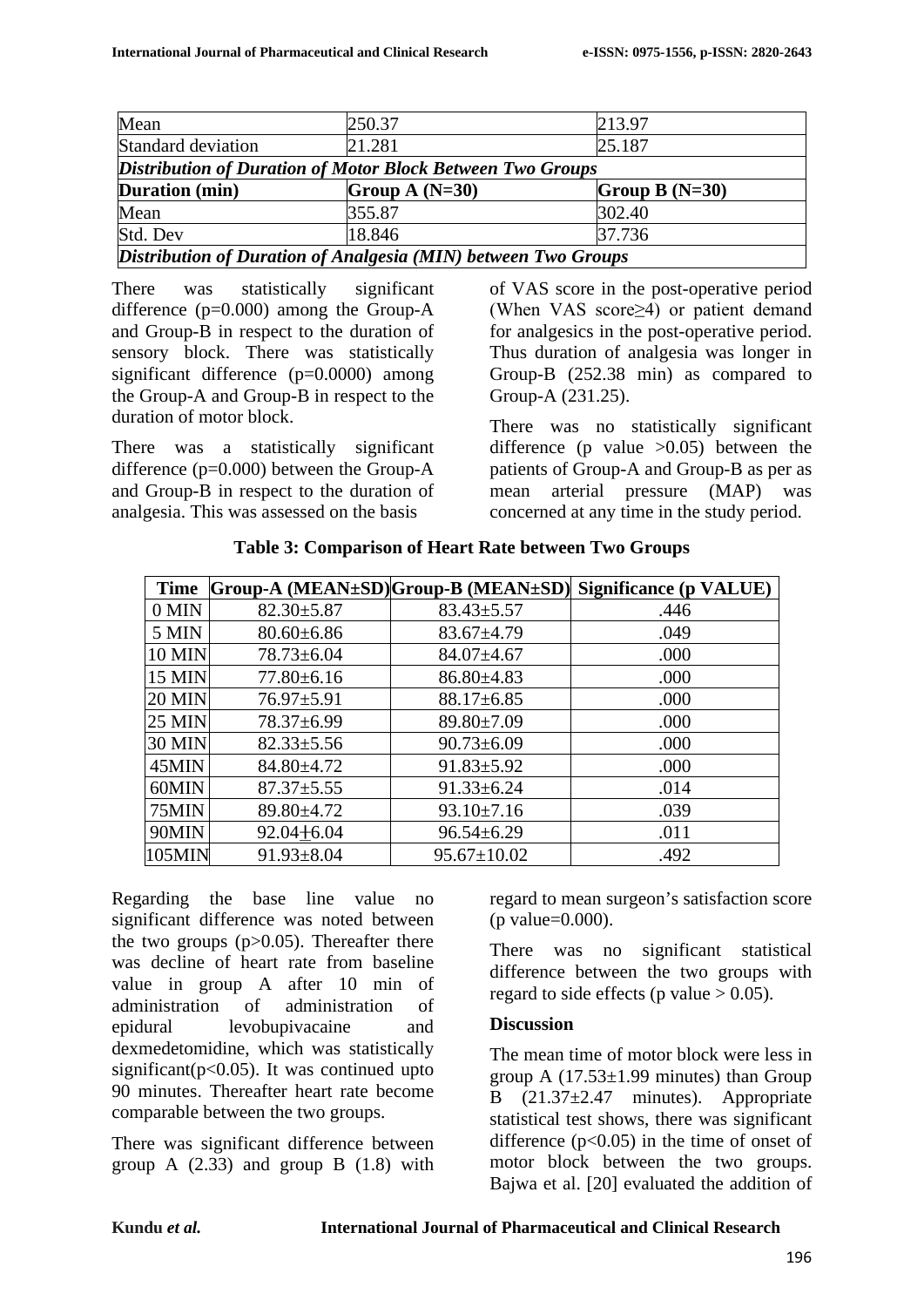| Mean | 250.37 | 213.97 |
|---|---|---|
| Standard deviation | 21.281 | 25.187 |
| ***Distribution of Duration of Motor Block Between Two Groups*** | | |
| **Duration (min)** | **Group A (N=30)** | **Group B (N=30)** |
| Mean | 355.87 | 302.40 |
| Std. Dev | 18.846 | 37.736 |
| ***Distribution of Duration of Analgesia (MIN) between Two Groups*** | | |

There was statistically significant difference (p=0.000) among the Group-A and Group-B in respect to the duration of sensory block. There was statistically significant difference (p=0.0000) among the Group-A and Group-B in respect to the duration of motor block.

There was a statistically significant difference (p=0.000) between the Group-A and Group-B in respect to the duration of analgesia. This was assessed on the basis of VAS score in the post-operative period (When VAS score≥4) or patient demand for analgesics in the post-operative period. Thus duration of analgesia was longer in Group-B (252.38 min) as compared to Group-A (231.25).

There was no statistically significant difference (p value >0.05) between the patients of Group-A and Group-B as per as mean arterial pressure (MAP) was concerned at any time in the study period.

**Table 3: Comparison of Heart Rate between Two Groups**

| Time | Group-A (MEAN±SD) | Group-B (MEAN±SD) | Significance (p VALUE) |
|---|---|---|---|
| 0 MIN | 82.30±5.87 | 83.43±5.57 | .446 |
| 5 MIN | 80.60±6.86 | 83.67±4.79 | .049 |
| 10 MIN | 78.73±6.04 | 84.07±4.67 | .000 |
| 15 MIN | 77.80±6.16 | 86.80±4.83 | .000 |
| 20 MIN | 76.97±5.91 | 88.17±6.85 | .000 |
| 25 MIN | 78.37±6.99 | 89.80±7.09 | .000 |
| 30 MIN | 82.33±5.56 | 90.73±6.09 | .000 |
| 45MIN | 84.80±4.72 | 91.83±5.92 | .000 |
| 60MIN | 87.37±5.55 | 91.33±6.24 | .014 |
| 75MIN | 89.80±4.72 | 93.10±7.16 | .039 |
| 90MIN | 92.04±6.04 | 96.54±6.29 | .011 |
| 105MIN | 91.93±8.04 | 95.67±10.02 | .492 |

Regarding the base line value no significant difference was noted between the two groups (p>0.05). Thereafter there was decline of heart rate from baseline value in group A after 10 min of administration of administration of epidural levobupivacaine and dexmedetomidine, which was statistically significant(p<0.05). It was continued upto 90 minutes. Thereafter heart rate become comparable between the two groups.

There was significant difference between group A (2.33) and group B (1.8) with regard to mean surgeon's satisfaction score (p value=0.000).

There was no significant statistical difference between the two groups with regard to side effects (p value > 0.05).

**Discussion**

The mean time of motor block were less in group A (17.53±1.99 minutes) than Group B (21.37±2.47 minutes). Appropriate statistical test shows, there was significant difference (p<0.05) in the time of onset of motor block between the two groups. Bajwa et al. [20] evaluated the addition of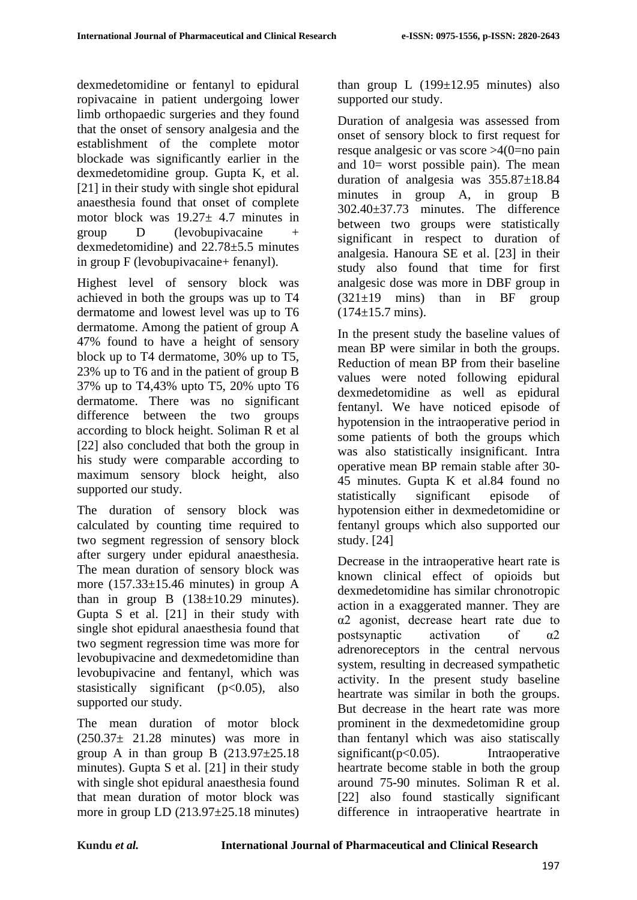dexmedetomidine or fentanyl to epidural ropivacaine in patient undergoing lower limb orthopaedic surgeries and they found that the onset of sensory analgesia and the establishment of the complete motor blockade was significantly earlier in the dexmedetomidine group. Gupta K, et al. [21] in their study with single shot epidural anaesthesia found that onset of complete motor block was 19.27± 4.7 minutes in group D (levobupivacaine + dexmedetomidine) and 22.78±5.5 minutes in group F (levobupivacaine+ fenanyl).

Highest level of sensory block was achieved in both the groups was up to T4 dermatome and lowest level was up to T6 dermatome. Among the patient of group A 47% found to have a height of sensory block up to T4 dermatome, 30% up to T5, 23% up to T6 and in the patient of group B 37% up to T4,43% upto T5, 20% upto T6 dermatome. There was no significant difference between the two groups according to block height. Soliman R et al [22] also concluded that both the group in his study were comparable according to maximum sensory block height, also supported our study.

The duration of sensory block was calculated by counting time required to two segment regression of sensory block after surgery under epidural anaesthesia. The mean duration of sensory block was more (157.33±15.46 minutes) in group A than in group B (138±10.29 minutes). Gupta S et al. [21] in their study with single shot epidural anaesthesia found that two segment regression time was more for levobupivacine and dexmedetomidine than levobupivacine and fentanyl, which was stasistically significant ($p<0.05$), also supported our study.

The mean duration of motor block (250.37± 21.28 minutes) was more in group A in than group B (213.97±25.18 minutes). Gupta S et al. [21] in their study with single shot epidural anaesthesia found that mean duration of motor block was more in group LD (213.97±25.18 minutes) than group L (199±12.95 minutes) also supported our study.

Duration of analgesia was assessed from onset of sensory block to first request for resque analgesic or vas score >4(0=no pain and 10= worst possible pain). The mean duration of analgesia was 355.87±18.84 minutes in group A, in group B 302.40±37.73 minutes. The difference between two groups were statistically significant in respect to duration of analgesia. Hanoura SE et al. [23] in their study also found that time for first analgesic dose was more in DBF group in (321±19 mins) than in BF group (174±15.7 mins).

In the present study the baseline values of mean BP were similar in both the groups. Reduction of mean BP from their baseline values were noted following epidural dexmedetomidine as well as epidural fentanyl. We have noticed episode of hypotension in the intraoperative period in some patients of both the groups which was also statistically insignificant. Intra operative mean BP remain stable after 30-45 minutes. Gupta K et al.84 found no statistically significant episode of hypotension either in dexmedetomidine or fentanyl groups which also supported our study. [24]

Decrease in the intraoperative heart rate is known clinical effect of opioids but dexmedetomidine has similar chronotropic action in a exaggerated manner. They are α2 agonist, decrease heart rate due to postsynaptic activation of α2 adrenoreceptors in the central nervous system, resulting in decreased sympathetic activity. In the present study baseline heartrate was similar in both the groups. But decrease in the heart rate was more prominent in the dexmedetomidine group than fentanyl which was aiso statiscally significant($p<0.05$). Intraoperative heartrate become stable in both the group around 75-90 minutes. Soliman R et al. [22] also found stastically significant difference in intraoperative heartrate in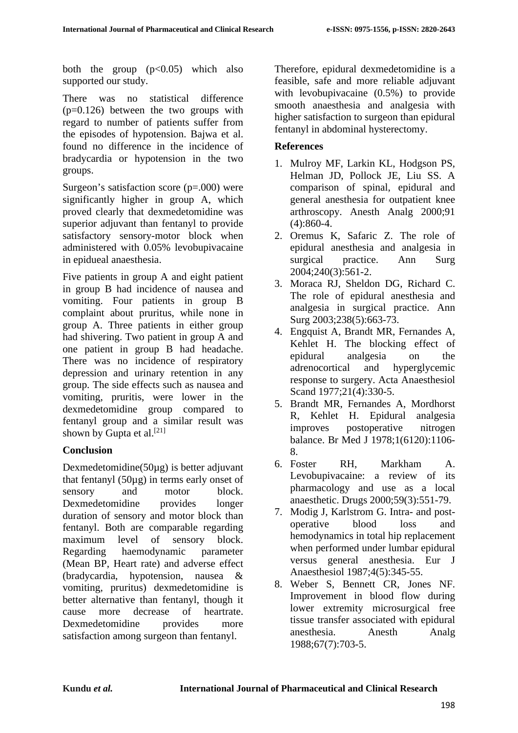both the group ($p<0.05$) which also supported our study.

There was no statistical difference ($p=0.126$) between the two groups with regard to number of patients suffer from the episodes of hypotension. Bajwa et al. found no difference in the incidence of bradycardia or hypotension in the two groups.

Surgeon's satisfaction score ($p=.000$) were significantly higher in group A, which proved clearly that dexmedetomidine was superior adjuvant than fentanyl to provide satisfactory sensory-motor block when administered with 0.05% levobupivacaine in epidueal anaesthesia.

Five patients in group A and eight patient in group B had incidence of nausea and vomiting. Four patients in group B complaint about pruritus, while none in group A. Three patients in either group had shivering. Two patient in group A and one patient in group B had headache. There was no incidence of respiratory depression and urinary retention in any group. The side effects such as nausea and vomiting, pruritis, were lower in the dexmedetomidine group compared to fentanyl group and a similar result was shown by Gupta et al.[21]

## Conclusion

Dexmedetomidine(50µg) is better adjuvant that fentanyl (50µg) in terms early onset of sensory and motor block. Dexmedetomidine provides longer duration of sensory and motor block than fentanyl. Both are comparable regarding maximum level of sensory block. Regarding haemodynamic parameter (Mean BP, Heart rate) and adverse effect (bradycardia, hypotension, nausea & vomiting, pruritus) dexmedetomidine is better alternative than fentanyl, though it cause more decrease of heartrate. Dexmedetomidine provides more satisfaction among surgeon than fentanyl.

Therefore, epidural dexmedetomidine is a feasible, safe and more reliable adjuvant with levobupivacaine (0.5%) to provide smooth anaesthesia and analgesia with higher satisfaction to surgeon than epidural fentanyl in abdominal hysterectomy.

## References

1. Mulroy MF, Larkin KL, Hodgson PS, Helman JD, Pollock JE, Liu SS. A comparison of spinal, epidural and general anesthesia for outpatient knee arthroscopy. Anesth Analg 2000;91 (4):860-4.
2. Oremus K, Safaric Z. The role of epidural anesthesia and analgesia in surgical practice. Ann Surg 2004;240(3):561-2.
3. Moraca RJ, Sheldon DG, Richard C. The role of epidural anesthesia and analgesia in surgical practice. Ann Surg 2003;238(5):663-73.
4. Engquist A, Brandt MR, Fernandes A, Kehlet H. The blocking effect of epidural analgesia on the adrenocortical and hyperglycemic response to surgery. Acta Anaesthesiol Scand 1977;21(4):330-5.
5. Brandt MR, Fernandes A, Mordhorst R, Kehlet H. Epidural analgesia improves postoperative nitrogen balance. Br Med J 1978;1(6120):1106-8.
6. Foster RH, Markham A. Levobupivacaine: a review of its pharmacology and use as a local anaesthetic. Drugs 2000;59(3):551-79.
7. Modig J, Karlstrom G. Intra- and post-operative blood loss and hemodynamics in total hip replacement when performed under lumbar epidural versus general anesthesia. Eur J Anaesthesiol 1987;4(5):345-55.
8. Weber S, Bennett CR, Jones NF. Improvement in blood flow during lower extremity microsurgical free tissue transfer associated with epidural anesthesia. Anesth Analg 1988;67(7):703-5.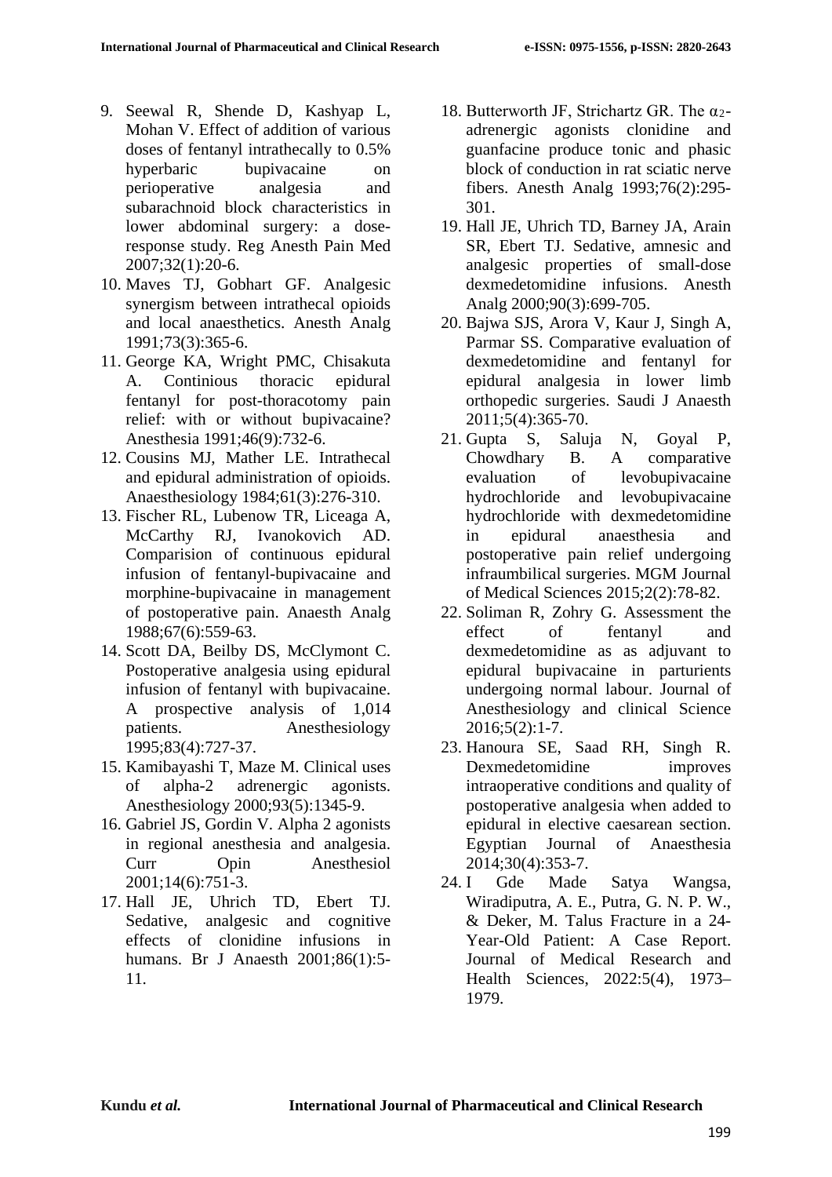9. Seewal R, Shende D, Kashyap L, Mohan V. Effect of addition of various doses of fentanyl intrathecally to 0.5% hyperbaric bupivacaine on perioperative analgesia and subarachnoid block characteristics in lower abdominal surgery: a dose-response study. Reg Anesth Pain Med 2007;32(1):20-6.
10. Maves TJ, Gobhart GF. Analgesic synergism between intrathecal opioids and local anaesthetics. Anesth Analg 1991;73(3):365-6.
11. George KA, Wright PMC, Chisakuta A. Continious thoracic epidural fentanyl for post-thoracotomy pain relief: with or without bupivacaine? Anesthesia 1991;46(9):732-6.
12. Cousins MJ, Mather LE. Intrathecal and epidural administration of opioids. Anaesthesiology 1984;61(3):276-310.
13. Fischer RL, Lubenow TR, Liceaga A, McCarthy RJ, Ivanokovich AD. Comparision of continuous epidural infusion of fentanyl-bupivacaine and morphine-bupivacaine in management of postoperative pain. Anaesth Analg 1988;67(6):559-63.
14. Scott DA, Beilby DS, McClymont C. Postoperative analgesia using epidural infusion of fentanyl with bupivacaine. A prospective analysis of 1,014 patients. Anesthesiology 1995;83(4):727-37.
15. Kamibayashi T, Maze M. Clinical uses of alpha-2 adrenergic agonists. Anesthesiology 2000;93(5):1345-9.
16. Gabriel JS, Gordin V. Alpha 2 agonists in regional anesthesia and analgesia. Curr Opin Anesthesiol 2001;14(6):751-3.
17. Hall JE, Uhrich TD, Ebert TJ. Sedative, analgesic and cognitive effects of clonidine infusions in humans. Br J Anaesth 2001;86(1):5-11.
18. Butterworth JF, Strichartz GR. The $\alpha_2$-adrenergic agonists clonidine and guanfacine produce tonic and phasic block of conduction in rat sciatic nerve fibers. Anesth Analg 1993;76(2):295-301.
19. Hall JE, Uhrich TD, Barney JA, Arain SR, Ebert TJ. Sedative, amnesic and analgesic properties of small-dose dexmedetomidine infusions. Anesth Analg 2000;90(3):699-705.
20. Bajwa SJS, Arora V, Kaur J, Singh A, Parmar SS. Comparative evaluation of dexmedetomidine and fentanyl for epidural analgesia in lower limb orthopedic surgeries. Saudi J Anaesth 2011;5(4):365-70.
21. Gupta S, Saluja N, Goyal P, Chowdhary B. A comparative evaluation of levobupivacaine hydrochloride and levobupivacaine hydrochloride with dexmedetomidine in epidural anaesthesia and postoperative pain relief undergoing infraumbilical surgeries. MGM Journal of Medical Sciences 2015;2(2):78-82.
22. Soliman R, Zohry G. Assessment the effect of fentanyl and dexmedetomidine as as adjuvant to epidural bupivacaine in parturients undergoing normal labour. Journal of Anesthesiology and clinical Science 2016;5(2):1-7.
23. Hanoura SE, Saad RH, Singh R. Dexmedetomidine improves intraoperative conditions and quality of postoperative analgesia when added to epidural in elective caesarean section. Egyptian Journal of Anaesthesia 2014;30(4):353-7.
24. I Gde Made Satya Wangsa, Wiradiputra, A. E., Putra, G. N. P. W., & Deker, M. Talus Fracture in a 24-Year-Old Patient: A Case Report. Journal of Medical Research and Health Sciences, 2022:5(4), 1973–1979.